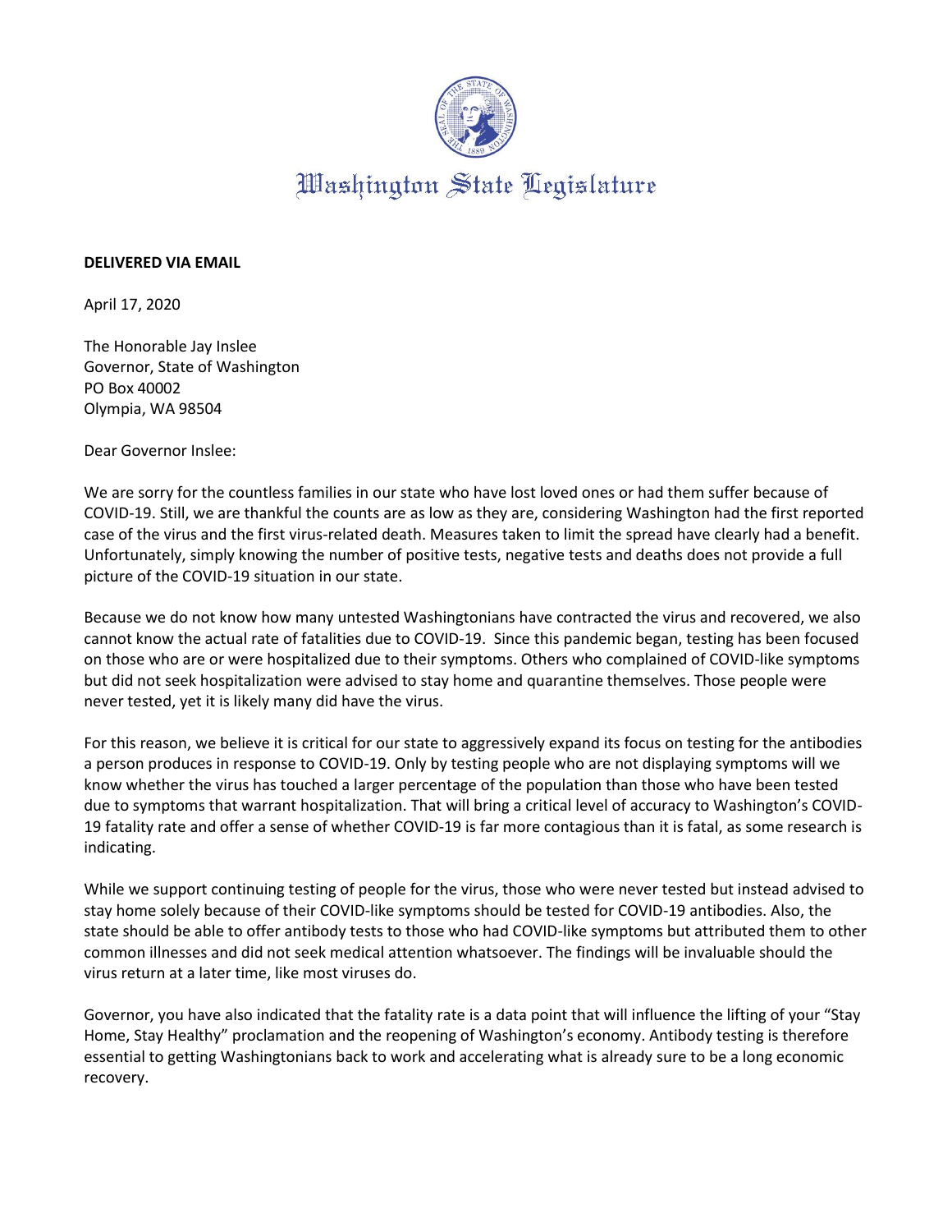# Washington State Legislature

**DELIVERED VIA EMAIL**

April 17, 2020

The Honorable Jay Inslee
Governor, State of Washington
PO Box 40002
Olympia, WA 98504

Dear Governor Inslee:

We are sorry for the countless families in our state who have lost loved ones or had them suffer because of COVID-19. Still, we are thankful the counts are as low as they are, considering Washington had the first reported case of the virus and the first virus-related death. Measures taken to limit the spread have clearly had a benefit. Unfortunately, simply knowing the number of positive tests, negative tests and deaths does not provide a full picture of the COVID-19 situation in our state.

Because we do not know how many untested Washingtonians have contracted the virus and recovered, we also cannot know the actual rate of fatalities due to COVID-19. Since this pandemic began, testing has been focused on those who are or were hospitalized due to their symptoms. Others who complained of COVID-like symptoms but did not seek hospitalization were advised to stay home and quarantine themselves. Those people were never tested, yet it is likely many did have the virus.

For this reason, we believe it is critical for our state to aggressively expand its focus on testing for the antibodies a person produces in response to COVID-19. Only by testing people who are not displaying symptoms will we know whether the virus has touched a larger percentage of the population than those who have been tested due to symptoms that warrant hospitalization. That will bring a critical level of accuracy to Washington's COVID-19 fatality rate and offer a sense of whether COVID-19 is far more contagious than it is fatal, as some research is indicating.

While we support continuing testing of people for the virus, those who were never tested but instead advised to stay home solely because of their COVID-like symptoms should be tested for COVID-19 antibodies. Also, the state should be able to offer antibody tests to those who had COVID-like symptoms but attributed them to other common illnesses and did not seek medical attention whatsoever. The findings will be invaluable should the virus return at a later time, like most viruses do.

Governor, you have also indicated that the fatality rate is a data point that will influence the lifting of your "Stay Home, Stay Healthy" proclamation and the reopening of Washington's economy. Antibody testing is therefore essential to getting Washingtonians back to work and accelerating what is already sure to be a long economic recovery.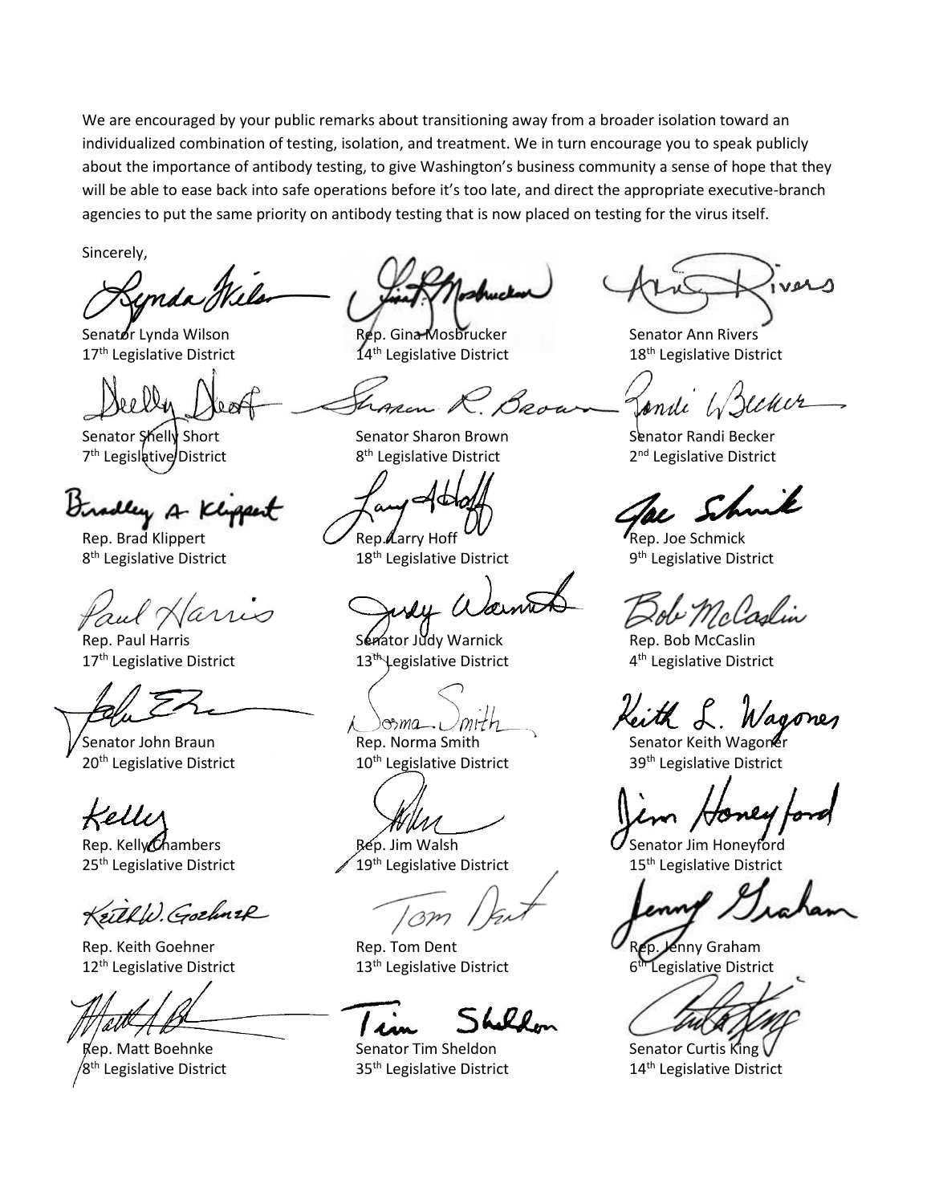We are encouraged by your public remarks about transitioning away from a broader isolation toward an individualized combination of testing, isolation, and treatment. We in turn encourage you to speak publicly about the importance of antibody testing, to give Washington's business community a sense of hope that they will be able to ease back into safe operations before it's too late, and direct the appropriate executive-branch agencies to put the same priority on antibody testing that is now placed on testing for the virus itself.

Sincerely,

Senator Lynda Wilson
17th Legislative District

Rep. Gina Mosbrucker
14th Legislative District

Senator Ann Rivers
18th Legislative District

Senator Shelly Short
7th Legislative District

Senator Sharon Brown
8th Legislative District

Senator Randi Becker
2nd Legislative District

Rep. Brad Klippert
8th Legislative District

Rep. Larry Hoff
18th Legislative District

Rep. Joe Schmick
9th Legislative District

Rep. Paul Harris
17th Legislative District

Senator Judy Warnick
13th Legislative District

Rep. Bob McCaslin
4th Legislative District

Senator John Braun
20th Legislative District

Rep. Norma Smith
10th Legislative District

Senator Keith Wagoner
39th Legislative District

Rep. Kelly Chambers
25th Legislative District

Rep. Jim Walsh
19th Legislative District

Senator Jim Honeyford
15th Legislative District

Rep. Keith Goehner
12th Legislative District

Rep. Tom Dent
13th Legislative District

Rep. Jenny Graham
6th Legislative District

Rep. Matt Boehnke
8th Legislative District

Senator Tim Sheldon
35th Legislative District

Senator Curtis King
14th Legislative District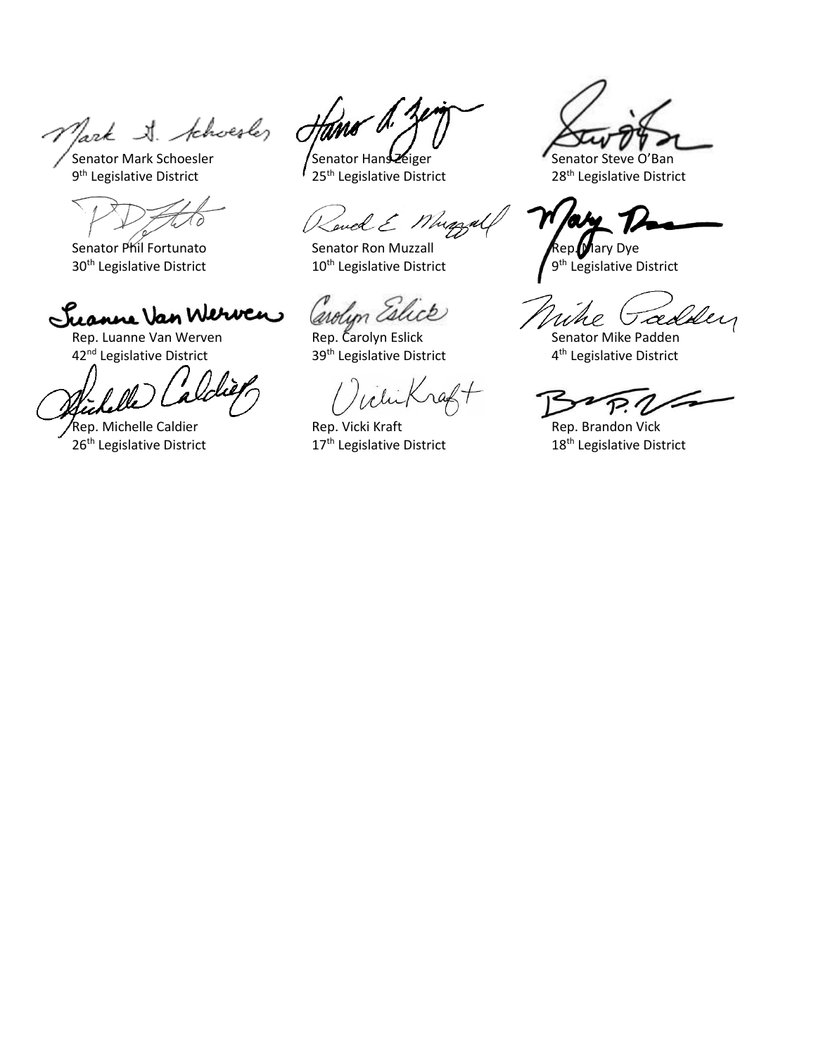Senator Mark Schoesler
9th Legislative District

Senator Hans Zeiger
25th Legislative District

Senator Steve O'Ban
28th Legislative District

Senator Phil Fortunato
30th Legislative District

Senator Ron Muzzall
10th Legislative District

Rep. Mary Dye
9th Legislative District

Rep. Luanne Van Werven
42nd Legislative District

Rep. Carolyn Eslick
39th Legislative District

Senator Mike Padden
4th Legislative District

Rep. Michelle Caldier
26th Legislative District

Rep. Vicki Kraft
17th Legislative District

Rep. Brandon Vick
18th Legislative District